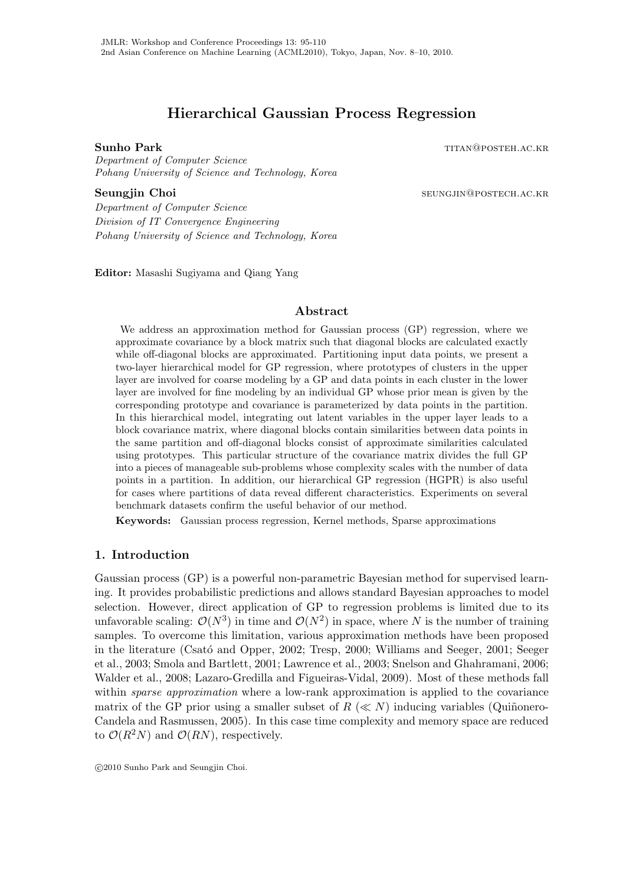# Hierarchical Gaussian Process Regression

**Sunho Park** titan@posteh.ac.kr
*Department of Computer Science*
*Pohang University of Science and Technology, Korea*

**Seungjin Choi** seungjin@postech.ac.kr
*Department of Computer Science*
*Division of IT Convergence Engineering*
*Pohang University of Science and Technology, Korea*

**Editor:** Masashi Sugiyama and Qiang Yang

## Abstract

We address an approximation method for Gaussian process (GP) regression, where we approximate covariance by a block matrix such that diagonal blocks are calculated exactly while off-diagonal blocks are approximated. Partitioning input data points, we present a two-layer hierarchical model for GP regression, where prototypes of clusters in the upper layer are involved for coarse modeling by a GP and data points in each cluster in the lower layer are involved for fine modeling by an individual GP whose prior mean is given by the corresponding prototype and covariance is parameterized by data points in the partition. In this hierarchical model, integrating out latent variables in the upper layer leads to a block covariance matrix, where diagonal blocks contain similarities between data points in the same partition and off-diagonal blocks consist of approximate similarities calculated using prototypes. This particular structure of the covariance matrix divides the full GP into a pieces of manageable sub-problems whose complexity scales with the number of data points in a partition. In addition, our hierarchical GP regression (HGPR) is also useful for cases where partitions of data reveal different characteristics. Experiments on several benchmark datasets confirm the useful behavior of our method.

**Keywords:** Gaussian process regression, Kernel methods, Sparse approximations

## 1. Introduction

Gaussian process (GP) is a powerful non-parametric Bayesian method for supervised learning. It provides probabilistic predictions and allows standard Bayesian approaches to model selection. However, direct application of GP to regression problems is limited due to its unfavorable scaling: $\mathcal{O}(N^3)$ in time and $\mathcal{O}(N^2)$ in space, where $N$ is the number of training samples. To overcome this limitation, various approximation methods have been proposed in the literature (Csató and Opper, 2002; Tresp, 2000; Williams and Seeger, 2001; Seeger et al., 2003; Smola and Bartlett, 2001; Lawrence et al., 2003; Snelson and Ghahramani, 2006; Walder et al., 2008; Lazaro-Gredilla and Figueiras-Vidal, 2009). Most of these methods fall within *sparse approximation* where a low-rank approximation is applied to the covariance matrix of the GP prior using a smaller subset of $R$ ($\ll N$) inducing variables (Quiñonero-Candela and Rasmussen, 2005). In this case time complexity and memory space are reduced to $\mathcal{O}(R^2N)$ and $\mathcal{O}(RN)$, respectively.

©2010 Sunho Park and Seungjin Choi.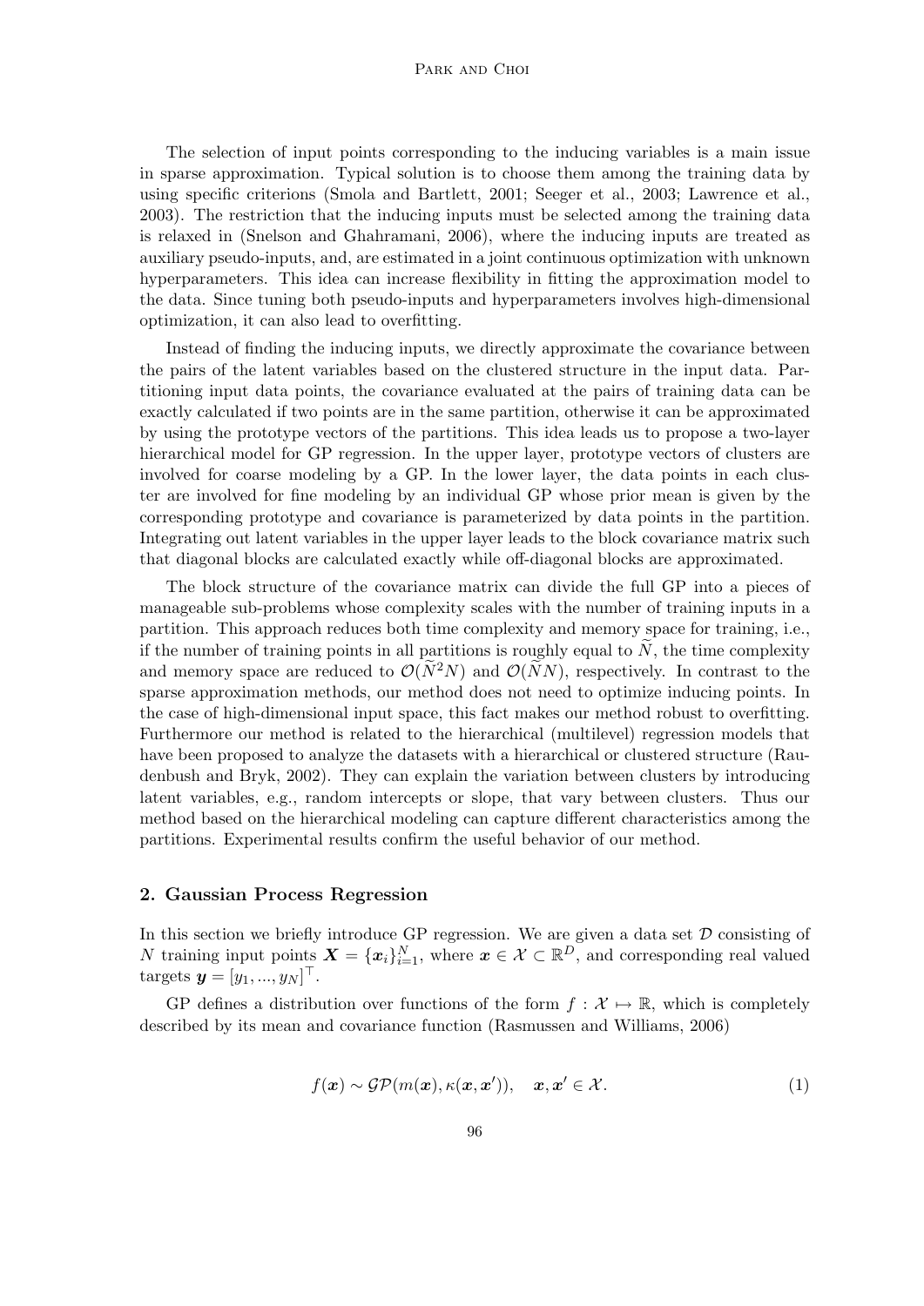The selection of input points corresponding to the inducing variables is a main issue in sparse approximation. Typical solution is to choose them among the training data by using specific criterions (Smola and Bartlett, 2001; Seeger et al., 2003; Lawrence et al., 2003). The restriction that the inducing inputs must be selected among the training data is relaxed in (Snelson and Ghahramani, 2006), where the inducing inputs are treated as auxiliary pseudo-inputs, and, are estimated in a joint continuous optimization with unknown hyperparameters. This idea can increase flexibility in fitting the approximation model to the data. Since tuning both pseudo-inputs and hyperparameters involves high-dimensional optimization, it can also lead to overfitting.

Instead of finding the inducing inputs, we directly approximate the covariance between the pairs of the latent variables based on the clustered structure in the input data. Partitioning input data points, the covariance evaluated at the pairs of training data can be exactly calculated if two points are in the same partition, otherwise it can be approximated by using the prototype vectors of the partitions. This idea leads us to propose a two-layer hierarchical model for GP regression. In the upper layer, prototype vectors of clusters are involved for coarse modeling by a GP. In the lower layer, the data points in each cluster are involved for fine modeling by an individual GP whose prior mean is given by the corresponding prototype and covariance is parameterized by data points in the partition. Integrating out latent variables in the upper layer leads to the block covariance matrix such that diagonal blocks are calculated exactly while off-diagonal blocks are approximated.

The block structure of the covariance matrix can divide the full GP into a pieces of manageable sub-problems whose complexity scales with the number of training inputs in a partition. This approach reduces both time complexity and memory space for training, i.e., if the number of training points in all partitions is roughly equal to $\widetilde{N}$, the time complexity and memory space are reduced to $\mathcal{O}(\widetilde{N}^2 N)$ and $\mathcal{O}(\widetilde{N}N)$, respectively. In contrast to the sparse approximation methods, our method does not need to optimize inducing points. In the case of high-dimensional input space, this fact makes our method robust to overfitting. Furthermore our method is related to the hierarchical (multilevel) regression models that have been proposed to analyze the datasets with a hierarchical or clustered structure (Raudenbush and Bryk, 2002). They can explain the variation between clusters by introducing latent variables, e.g., random intercepts or slope, that vary between clusters. Thus our method based on the hierarchical modeling can capture different characteristics among the partitions. Experimental results confirm the useful behavior of our method.

## 2. Gaussian Process Regression

In this section we briefly introduce GP regression. We are given a data set $\mathcal{D}$ consisting of $N$ training input points $\boldsymbol{X} = \{\boldsymbol{x}_i\}_{i=1}^N$, where $\boldsymbol{x} \in \mathcal{X} \subset \mathbb{R}^D$, and corresponding real valued targets $\boldsymbol{y} = [y_1, ..., y_N]^\top$.

GP defines a distribution over functions of the form $f : \mathcal{X} \mapsto \mathbb{R}$, which is completely described by its mean and covariance function (Rasmussen and Williams, 2006)

$$f(\boldsymbol{x}) \sim \mathcal{GP}(m(\boldsymbol{x}), \kappa(\boldsymbol{x}, \boldsymbol{x}')), \quad \boldsymbol{x}, \boldsymbol{x}' \in \mathcal{X}. \tag{1}$$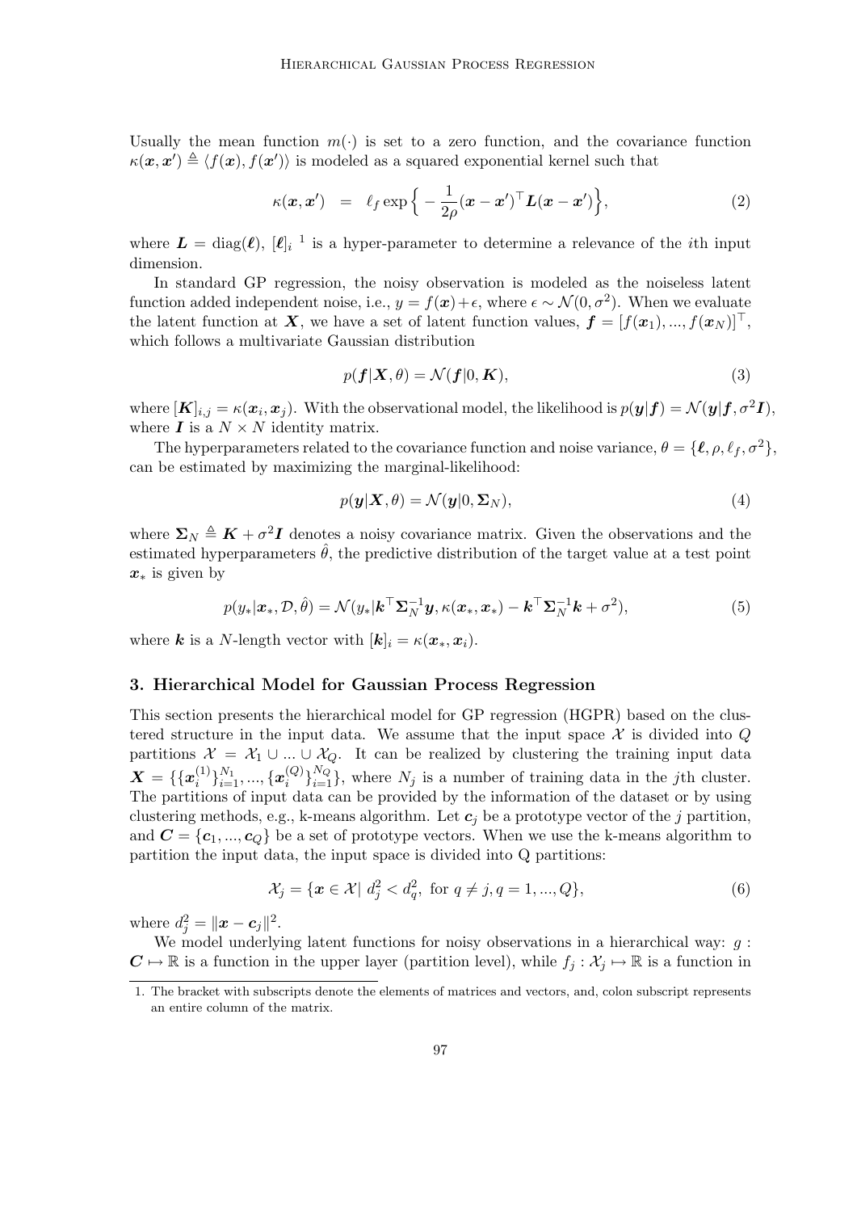Usually the mean function $m(\cdot)$ is set to a zero function, and the covariance function $\kappa(\boldsymbol{x}, \boldsymbol{x}') \triangleq \langle f(\boldsymbol{x}), f(\boldsymbol{x}') \rangle$ is modeled as a squared exponential kernel such that

$$\kappa(\boldsymbol{x}, \boldsymbol{x}') \quad = \quad \ell_f \exp\Big\{ -\frac{1}{2\rho}(\boldsymbol{x} - \boldsymbol{x}')^\top \boldsymbol{L}(\boldsymbol{x} - \boldsymbol{x}') \Big\}, \tag{2}$$

where $\boldsymbol{L} = \mathrm{diag}(\boldsymbol{\ell})$, $[\boldsymbol{\ell}]_i$ [1] is a hyper-parameter to determine a relevance of the $i$th input dimension.

In standard GP regression, the noisy observation is modeled as the noiseless latent function added independent noise, i.e., $y = f(\boldsymbol{x}) + \epsilon$, where $\epsilon \sim \mathcal{N}(0, \sigma^2)$. When we evaluate the latent function at $\boldsymbol{X}$, we have a set of latent function values, $\boldsymbol{f} = [f(\boldsymbol{x}_1), ..., f(\boldsymbol{x}_N)]^\top$, which follows a multivariate Gaussian distribution

$$p(\boldsymbol{f}|\boldsymbol{X}, \theta) = \mathcal{N}(\boldsymbol{f}|0, \boldsymbol{K}), \tag{3}$$

where $[\boldsymbol{K}]_{i,j} = \kappa(\boldsymbol{x}_i, \boldsymbol{x}_j)$. With the observational model, the likelihood is $p(\boldsymbol{y}|\boldsymbol{f}) = \mathcal{N}(\boldsymbol{y}|\boldsymbol{f}, \sigma^2\boldsymbol{I})$, where $\boldsymbol{I}$ is a $N \times N$ identity matrix.

The hyperparameters related to the covariance function and noise variance, $\theta = \{\boldsymbol{\ell}, \rho, \ell_f, \sigma^2\}$, can be estimated by maximizing the marginal-likelihood:

$$p(\boldsymbol{y}|\boldsymbol{X}, \theta) = \mathcal{N}(\boldsymbol{y}|0, \boldsymbol{\Sigma}_N), \tag{4}$$

where $\boldsymbol{\Sigma}_N \triangleq \boldsymbol{K} + \sigma^2\boldsymbol{I}$ denotes a noisy covariance matrix. Given the observations and the estimated hyperparameters $\hat{\theta}$, the predictive distribution of the target value at a test point $\boldsymbol{x}_*$ is given by

$$p(y_*|\boldsymbol{x}_*, \mathcal{D}, \hat{\theta}) = \mathcal{N}(y_*|\boldsymbol{k}^\top\boldsymbol{\Sigma}_N^{-1}\boldsymbol{y}, \kappa(\boldsymbol{x}_*, \boldsymbol{x}_*) - \boldsymbol{k}^\top\boldsymbol{\Sigma}_N^{-1}\boldsymbol{k} + \sigma^2), \tag{5}$$

where $\boldsymbol{k}$ is a $N$-length vector with $[\boldsymbol{k}]_i = \kappa(\boldsymbol{x}_*, \boldsymbol{x}_i)$.

## 3. Hierarchical Model for Gaussian Process Regression

This section presents the hierarchical model for GP regression (HGPR) based on the clustered structure in the input data. We assume that the input space $\mathcal{X}$ is divided into $Q$ partitions $\mathcal{X} = \mathcal{X}_1 \cup ... \cup \mathcal{X}_Q$. It can be realized by clustering the training input data $\boldsymbol{X} = \{\{\boldsymbol{x}_i^{(1)}\}_{i=1}^{N_1}, ..., \{\boldsymbol{x}_i^{(Q)}\}_{i=1}^{N_Q}\}$, where $N_j$ is a number of training data in the $j$th cluster. The partitions of input data can be provided by the information of the dataset or by using clustering methods, e.g., k-means algorithm. Let $\boldsymbol{c}_j$ be a prototype vector of the $j$ partition, and $\boldsymbol{C} = \{\boldsymbol{c}_1, ..., \boldsymbol{c}_Q\}$ be a set of prototype vectors. When we use the k-means algorithm to partition the input data, the input space is divided into Q partitions:

$$\mathcal{X}_j = \{\boldsymbol{x} \in \mathcal{X} |\ d_j^2 < d_q^2, \text{ for } q \neq j, q = 1, ..., Q\}, \tag{6}$$

where $d_j^2 = \|\boldsymbol{x} - \boldsymbol{c}_j\|^2$.

We model underlying latent functions for noisy observations in a hierarchical way: $g : \boldsymbol{C} \mapsto \mathbb{R}$ is a function in the upper layer (partition level), while $f_j : \mathcal{X}_j \mapsto \mathbb{R}$ is a function in

1. The bracket with subscripts denote the elements of matrices and vectors, and, colon subscript represents an entire column of the matrix.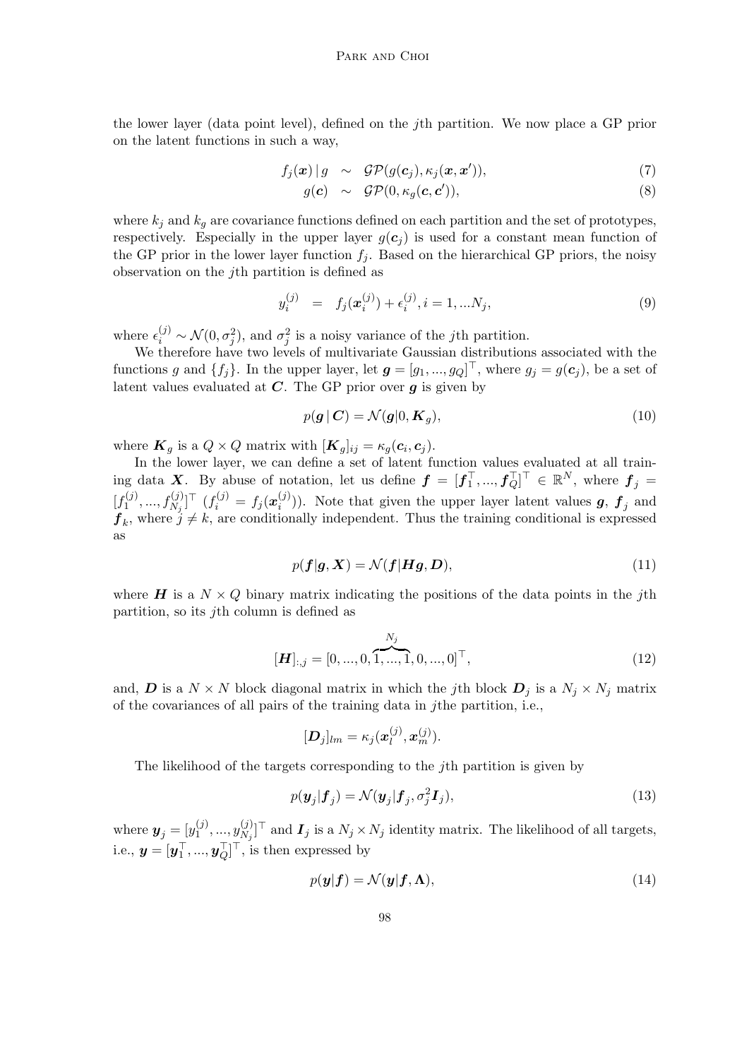the lower layer (data point level), defined on the $j$th partition. We now place a GP prior on the latent functions in such a way,

$$f_j(\boldsymbol{x}) \,|\, g \;\sim\; \mathcal{GP}(g(\boldsymbol{c}_j), \kappa_j(\boldsymbol{x}, \boldsymbol{x}')), \tag{7}$$

$$g(\boldsymbol{c}) \;\sim\; \mathcal{GP}(0, \kappa_g(\boldsymbol{c}, \boldsymbol{c}')), \tag{8}$$

where $k_j$ and $k_g$ are covariance functions defined on each partition and the set of prototypes, respectively. Especially in the upper layer $g(\boldsymbol{c}_j)$ is used for a constant mean function of the GP prior in the lower layer function $f_j$. Based on the hierarchical GP priors, the noisy observation on the $j$th partition is defined as

$$y_i^{(j)} \;=\; f_j(\boldsymbol{x}_i^{(j)}) + \epsilon_i^{(j)}, i = 1, ...N_j, \tag{9}$$

where $\epsilon_i^{(j)} \sim \mathcal{N}(0, \sigma_j^2)$, and $\sigma_j^2$ is a noisy variance of the $j$th partition.

We therefore have two levels of multivariate Gaussian distributions associated with the functions $g$ and $\{f_j\}$. In the upper layer, let $\boldsymbol{g} = [g_1, ..., g_Q]^\top$, where $g_j = g(\boldsymbol{c}_j)$, be a set of latent values evaluated at $\boldsymbol{C}$. The GP prior over $\boldsymbol{g}$ is given by

$$p(\boldsymbol{g} \,|\, \boldsymbol{C}) = \mathcal{N}(\boldsymbol{g}|0, \boldsymbol{K}_g), \tag{10}$$

where $\boldsymbol{K}_g$ is a $Q \times Q$ matrix with $[\boldsymbol{K}_g]_{ij} = \kappa_g(\boldsymbol{c}_i, \boldsymbol{c}_j)$.

In the lower layer, we can define a set of latent function values evaluated at all training data $\boldsymbol{X}$. By abuse of notation, let us define $\boldsymbol{f} = [\boldsymbol{f}_1^\top, ..., \boldsymbol{f}_Q^\top]^\top \in \mathbb{R}^N$, where $\boldsymbol{f}_j = [f_1^{(j)}, ..., f_{N_j}^{(j)}]^\top$ ($f_i^{(j)} = f_j(\boldsymbol{x}_i^{(j)})$). Note that given the upper layer latent values $\boldsymbol{g}$, $\boldsymbol{f}_j$ and $\boldsymbol{f}_k$, where $j \neq k$, are conditionally independent. Thus the training conditional is expressed as

$$p(\boldsymbol{f}|\boldsymbol{g}, \boldsymbol{X}) = \mathcal{N}(\boldsymbol{f}|\boldsymbol{H}\boldsymbol{g}, \boldsymbol{D}), \tag{11}$$

where $\boldsymbol{H}$ is a $N \times Q$ binary matrix indicating the positions of the data points in the $j$th partition, so its $j$th column is defined as

$$[\boldsymbol{H}]_{:,j} = [0, ..., 0, \overbrace{1, ..., 1}^{N_j}, 0, ..., 0]^\top, \tag{12}$$

and, $\boldsymbol{D}$ is a $N \times N$ block diagonal matrix in which the $j$th block $\boldsymbol{D}_j$ is a $N_j \times N_j$ matrix of the covariances of all pairs of the training data in $j$the partition, i.e.,

$$[\boldsymbol{D}_j]_{lm} = \kappa_j(\boldsymbol{x}_l^{(j)}, \boldsymbol{x}_m^{(j)}).$$

The likelihood of the targets corresponding to the $j$th partition is given by

$$p(\boldsymbol{y}_j|\boldsymbol{f}_j) = \mathcal{N}(\boldsymbol{y}_j|\boldsymbol{f}_j, \sigma_j^2 \boldsymbol{I}_j), \tag{13}$$

where $\boldsymbol{y}_j = [y_1^{(j)}, ..., y_{N_j}^{(j)}]^\top$ and $\boldsymbol{I}_j$ is a $N_j \times N_j$ identity matrix. The likelihood of all targets, i.e., $\boldsymbol{y} = [\boldsymbol{y}_1^\top, ..., \boldsymbol{y}_Q^\top]^\top$, is then expressed by

$$p(\boldsymbol{y}|\boldsymbol{f}) = \mathcal{N}(\boldsymbol{y}|\boldsymbol{f}, \boldsymbol{\Lambda}), \tag{14}$$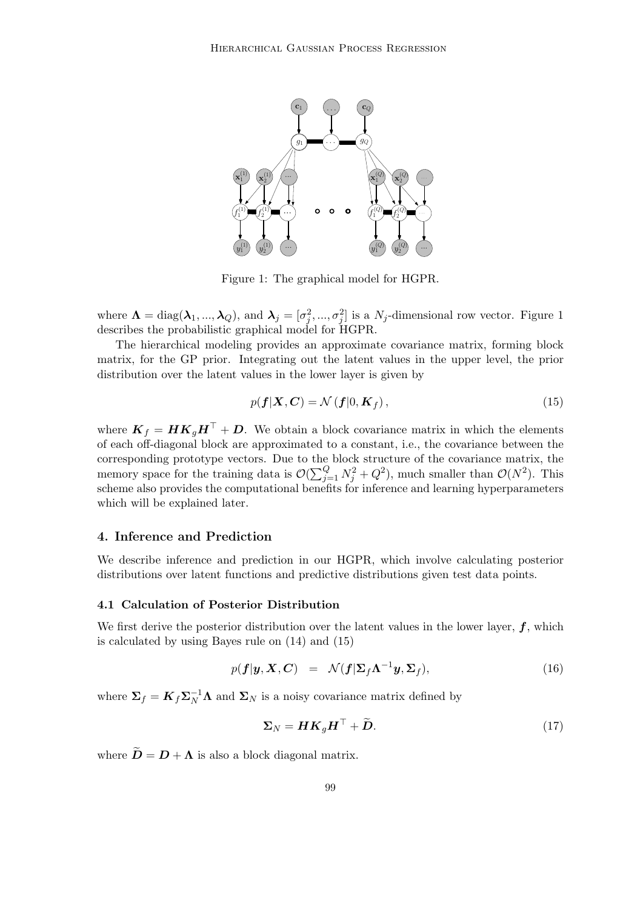Figure 1: The graphical model for HGPR.

where $\boldsymbol{\Lambda} = \text{diag}(\boldsymbol{\lambda}_1, ..., \boldsymbol{\lambda}_Q)$, and $\boldsymbol{\lambda}_j = [\sigma_j^2, ..., \sigma_j^2]$ is a $N_j$-dimensional row vector. Figure 1 describes the probabilistic graphical model for HGPR.

The hierarchical modeling provides an approximate covariance matrix, forming block matrix, for the GP prior. Integrating out the latent values in the upper level, the prior distribution over the latent values in the lower layer is given by

$$p(\boldsymbol{f}|\boldsymbol{X}, \boldsymbol{C}) = \mathcal{N}\left(\boldsymbol{f}|0, \boldsymbol{K}_f\right), \tag{15}$$

where $\boldsymbol{K}_f = \boldsymbol{H}\boldsymbol{K}_g\boldsymbol{H}^\top + \boldsymbol{D}$. We obtain a block covariance matrix in which the elements of each off-diagonal block are approximated to a constant, i.e., the covariance between the corresponding prototype vectors. Due to the block structure of the covariance matrix, the memory space for the training data is $\mathcal{O}(\sum_{j=1}^{Q} N_j^2 + Q^2)$, much smaller than $\mathcal{O}(N^2)$. This scheme also provides the computational benefits for inference and learning hyperparameters which will be explained later.

## 4. Inference and Prediction

We describe inference and prediction in our HGPR, which involve calculating posterior distributions over latent functions and predictive distributions given test data points.

### 4.1 Calculation of Posterior Distribution

We first derive the posterior distribution over the latent values in the lower layer, $\boldsymbol{f}$, which is calculated by using Bayes rule on (14) and (15)

$$p(\boldsymbol{f}|\boldsymbol{y}, \boldsymbol{X}, \boldsymbol{C}) \;\;=\;\; \mathcal{N}(\boldsymbol{f}|\boldsymbol{\Sigma}_f\boldsymbol{\Lambda}^{-1}\boldsymbol{y}, \boldsymbol{\Sigma}_f), \tag{16}$$

where $\boldsymbol{\Sigma}_f = \boldsymbol{K}_f\boldsymbol{\Sigma}_N^{-1}\boldsymbol{\Lambda}$ and $\boldsymbol{\Sigma}_N$ is a noisy covariance matrix defined by

$$\boldsymbol{\Sigma}_N = \boldsymbol{H}\boldsymbol{K}_g\boldsymbol{H}^\top + \widetilde{\boldsymbol{D}}. \tag{17}$$

where $\widetilde{\boldsymbol{D}} = \boldsymbol{D} + \boldsymbol{\Lambda}$ is also a block diagonal matrix.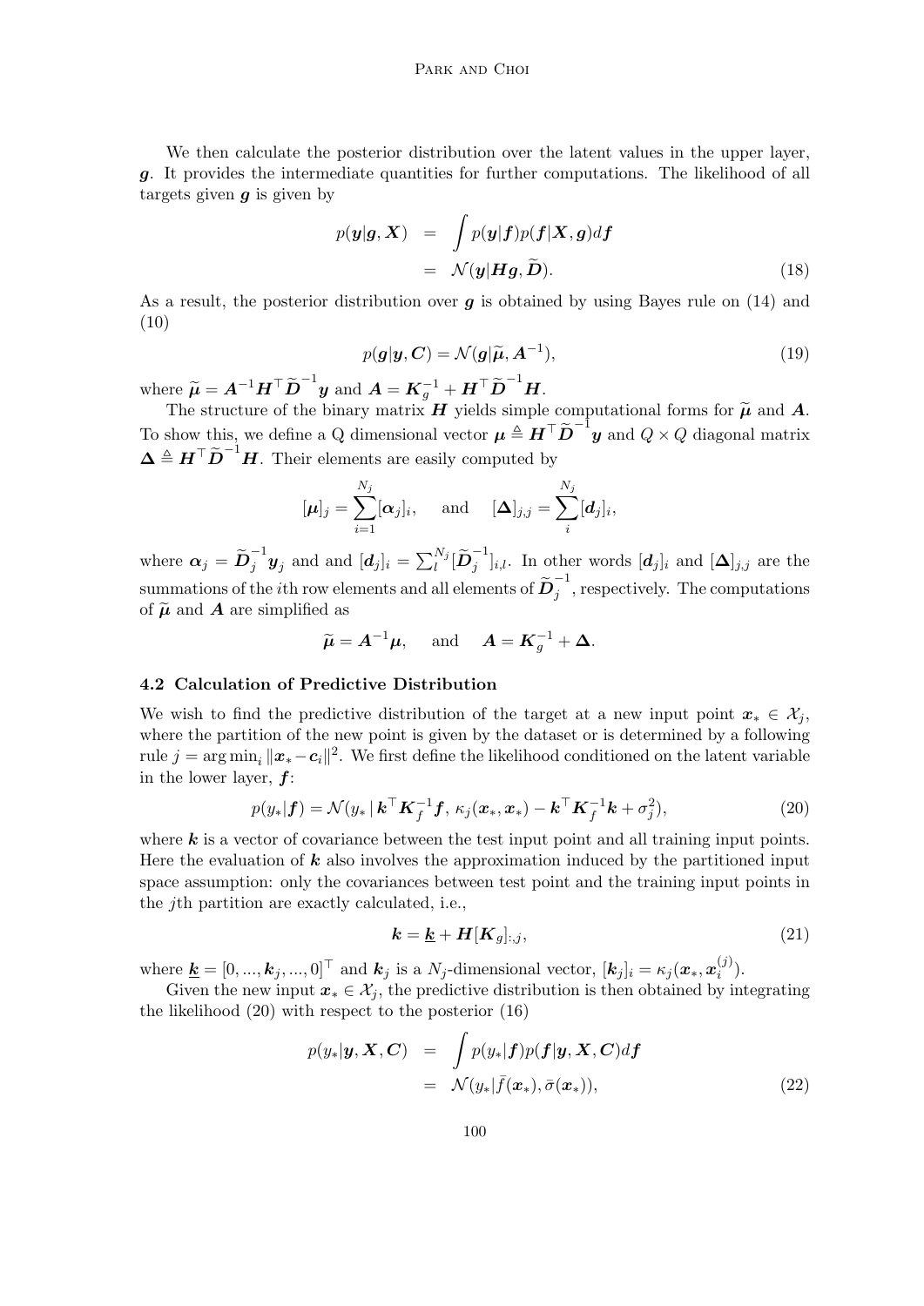We then calculate the posterior distribution over the latent values in the upper layer, $\boldsymbol{g}$. It provides the intermediate quantities for further computations. The likelihood of all targets given $\boldsymbol{g}$ is given by

$$
\begin{aligned}
p(\boldsymbol{y}|\boldsymbol{g}, \boldsymbol{X}) &= \int p(\boldsymbol{y}|\boldsymbol{f}) p(\boldsymbol{f}|\boldsymbol{X}, \boldsymbol{g}) d\boldsymbol{f} \\
&= \mathcal{N}(\boldsymbol{y}|\boldsymbol{H}\boldsymbol{g}, \widetilde{\boldsymbol{D}}). \qquad (18)
\end{aligned}
$$

As a result, the posterior distribution over $\boldsymbol{g}$ is obtained by using Bayes rule on (14) and (10)

$$
p(\boldsymbol{g}|\boldsymbol{y}, \boldsymbol{C}) = \mathcal{N}(\boldsymbol{g}|\widetilde{\boldsymbol{\mu}}, \boldsymbol{A}^{-1}), \qquad (19)
$$

where $\widetilde{\boldsymbol{\mu}} = \boldsymbol{A}^{-1}\boldsymbol{H}^\top \widetilde{\boldsymbol{D}}^{-1}\boldsymbol{y}$ and $\boldsymbol{A} = \boldsymbol{K}_g^{-1} + \boldsymbol{H}^\top \widetilde{\boldsymbol{D}}^{-1}\boldsymbol{H}$.

The structure of the binary matrix $\boldsymbol{H}$ yields simple computational forms for $\widetilde{\boldsymbol{\mu}}$ and $\boldsymbol{A}$. To show this, we define a Q dimensional vector $\boldsymbol{\mu} \triangleq \boldsymbol{H}^\top \widetilde{\boldsymbol{D}}^{-1}\boldsymbol{y}$ and $Q \times Q$ diagonal matrix $\boldsymbol{\Delta} \triangleq \boldsymbol{H}^\top \widetilde{\boldsymbol{D}}^{-1}\boldsymbol{H}$. Their elements are easily computed by

$$
[\boldsymbol{\mu}]_j = \sum_{i=1}^{N_j} [\boldsymbol{\alpha}_j]_i, \quad \text{and} \quad [\boldsymbol{\Delta}]_{j,j} = \sum_{i}^{N_j} [\boldsymbol{d}_j]_i,
$$

where $\boldsymbol{\alpha}_j = \widetilde{\boldsymbol{D}}_j^{-1}\boldsymbol{y}_j$ and and $[\boldsymbol{d}_j]_i = \sum_l^{N_j} [\widetilde{\boldsymbol{D}}_j^{-1}]_{i,l}$. In other words $[\boldsymbol{d}_j]_i$ and $[\boldsymbol{\Delta}]_{j,j}$ are the summations of the $i$th row elements and all elements of $\widetilde{\boldsymbol{D}}_j^{-1}$, respectively. The computations of $\widetilde{\boldsymbol{\mu}}$ and $\boldsymbol{A}$ are simplified as

$$
\widetilde{\boldsymbol{\mu}} = \boldsymbol{A}^{-1}\boldsymbol{\mu}, \quad \text{and} \quad \boldsymbol{A} = \boldsymbol{K}_g^{-1} + \boldsymbol{\Delta}.
$$

### 4.2 Calculation of Predictive Distribution

We wish to find the predictive distribution of the target at a new input point $\boldsymbol{x}_* \in \mathcal{X}_j$, where the partition of the new point is given by the dataset or is determined by a following rule $j = \arg\min_i \|\boldsymbol{x}_* - \boldsymbol{c}_i\|^2$. We first define the likelihood conditioned on the latent variable in the lower layer, $\boldsymbol{f}$:

$$
p(y_*|\boldsymbol{f}) = \mathcal{N}(y_* \,|\, \boldsymbol{k}^\top \boldsymbol{K}_f^{-1}\boldsymbol{f},\, \kappa_j(\boldsymbol{x}_*, \boldsymbol{x}_*) - \boldsymbol{k}^\top \boldsymbol{K}_f^{-1}\boldsymbol{k} + \sigma_j^2), \qquad (20)
$$

where $\boldsymbol{k}$ is a vector of covariance between the test input point and all training input points. Here the evaluation of $\boldsymbol{k}$ also involves the approximation induced by the partitioned input space assumption: only the covariances between test point and the training input points in the $j$th partition are exactly calculated, i.e.,

$$
\boldsymbol{k} = \underline{\boldsymbol{k}} + \boldsymbol{H}[\boldsymbol{K}_g]_{:,j}, \qquad (21)
$$

where $\underline{\boldsymbol{k}} = [0, ..., \boldsymbol{k}_j, ..., 0]^\top$ and $\boldsymbol{k}_j$ is a $N_j$-dimensional vector, $[\boldsymbol{k}_j]_i = \kappa_j(\boldsymbol{x}_*, \boldsymbol{x}_i^{(j)})$.

Given the new input $\boldsymbol{x}_* \in \mathcal{X}_j$, the predictive distribution is then obtained by integrating the likelihood (20) with respect to the posterior (16)

$$
\begin{aligned}
p(y_*|\boldsymbol{y}, \boldsymbol{X}, \boldsymbol{C}) &= \int p(y_*|\boldsymbol{f}) p(\boldsymbol{f}|\boldsymbol{y}, \boldsymbol{X}, \boldsymbol{C}) d\boldsymbol{f} \\
&= \mathcal{N}(y_*|\bar{f}(\boldsymbol{x}_*), \bar{\sigma}(\boldsymbol{x}_*)), \qquad (22)
\end{aligned}
$$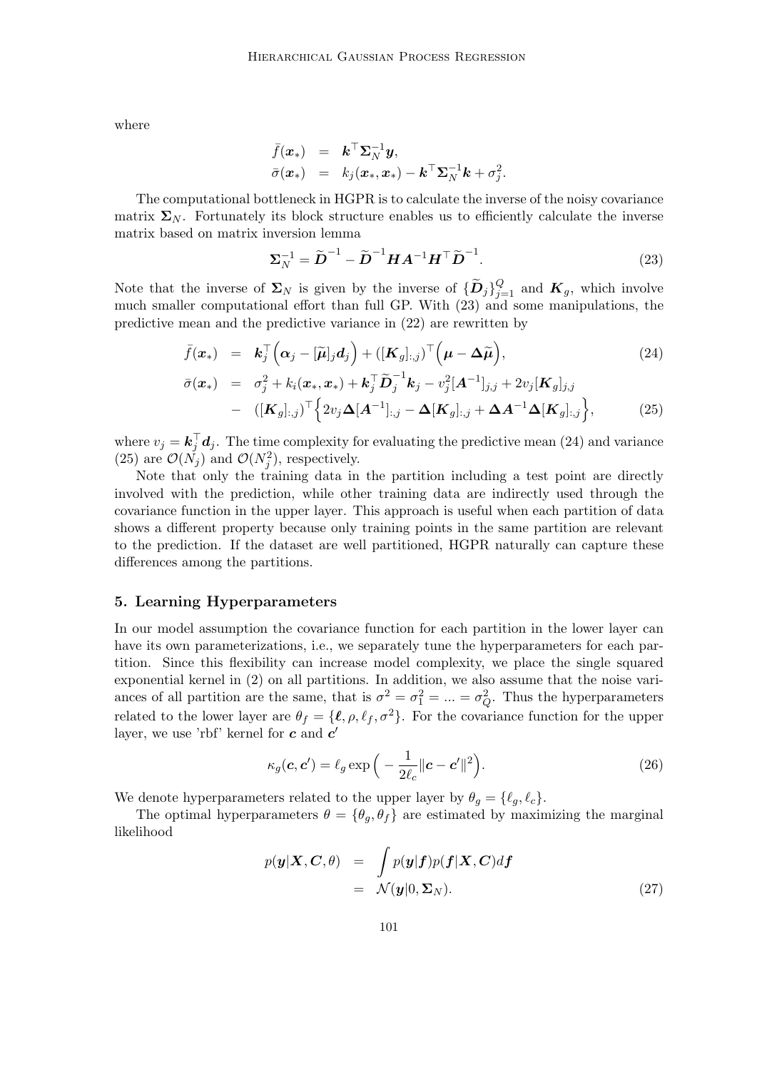where

$$
\begin{aligned}
\bar{f}(\boldsymbol{x}_*) &= \boldsymbol{k}^\top \boldsymbol{\Sigma}_N^{-1} \boldsymbol{y}, \\
\bar{\sigma}(\boldsymbol{x}_*) &= k_j(\boldsymbol{x}_*, \boldsymbol{x}_*) - \boldsymbol{k}^\top \boldsymbol{\Sigma}_N^{-1} \boldsymbol{k} + \sigma_j^2.
\end{aligned}
$$

The computational bottleneck in HGPR is to calculate the inverse of the noisy covariance matrix $\boldsymbol{\Sigma}_N$. Fortunately its block structure enables us to efficiently calculate the inverse matrix based on matrix inversion lemma

$$
\boldsymbol{\Sigma}_N^{-1} = \widetilde{\boldsymbol{D}}^{-1} - \widetilde{\boldsymbol{D}}^{-1} \boldsymbol{H} \boldsymbol{A}^{-1} \boldsymbol{H}^\top \widetilde{\boldsymbol{D}}^{-1}. \tag{23}
$$

Note that the inverse of $\boldsymbol{\Sigma}_N$ is given by the inverse of $\{\widetilde{\boldsymbol{D}}_j\}_{j=1}^Q$ and $\boldsymbol{K}_g$, which involve much smaller computational effort than full GP. With (23) and some manipulations, the predictive mean and the predictive variance in (22) are rewritten by

$$
\begin{aligned}
\bar{f}(\boldsymbol{x}_*) &= \boldsymbol{k}_j^\top \Big( \boldsymbol{\alpha}_j - [\widetilde{\boldsymbol{\mu}}]_j \boldsymbol{d}_j \Big) + ([\boldsymbol{K}_g]_{:,j})^\top \Big( \boldsymbol{\mu} - \boldsymbol{\Delta} \widetilde{\boldsymbol{\mu}} \Big), & (24) \\
\bar{\sigma}(\boldsymbol{x}_*) &= \sigma_j^2 + k_i(\boldsymbol{x}_*, \boldsymbol{x}_*) + \boldsymbol{k}_j^\top \widetilde{\boldsymbol{D}}_j^{-1} \boldsymbol{k}_j - v_j^2 [\boldsymbol{A}^{-1}]_{j,j} + 2 v_j [\boldsymbol{K}_g]_{j,j} \\
&\quad - \; ([\boldsymbol{K}_g]_{:,j})^\top \Big\{ 2 v_j \boldsymbol{\Delta} [\boldsymbol{A}^{-1}]_{:,j} - \boldsymbol{\Delta} [\boldsymbol{K}_g]_{:,j} + \boldsymbol{\Delta} \boldsymbol{A}^{-1} \boldsymbol{\Delta} [\boldsymbol{K}_g]_{:,j} \Big\}, & (25)
\end{aligned}
$$

where $v_j = \boldsymbol{k}_j^\top \boldsymbol{d}_j$. The time complexity for evaluating the predictive mean (24) and variance (25) are $\mathcal{O}(N_j)$ and $\mathcal{O}(N_j^2)$, respectively.

Note that only the training data in the partition including a test point are directly involved with the prediction, while other training data are indirectly used through the covariance function in the upper layer. This approach is useful when each partition of data shows a different property because only training points in the same partition are relevant to the prediction. If the dataset are well partitioned, HGPR naturally can capture these differences among the partitions.

## 5. Learning Hyperparameters

In our model assumption the covariance function for each partition in the lower layer can have its own parameterizations, i.e., we separately tune the hyperparameters for each partition. Since this flexibility can increase model complexity, we place the single squared exponential kernel in (2) on all partitions. In addition, we also assume that the noise variances of all partition are the same, that is $\sigma^2 = \sigma_1^2 = ... = \sigma_Q^2$. Thus the hyperparameters related to the lower layer are $\theta_f = \{\boldsymbol{\ell}, \rho, \ell_f, \sigma^2\}$. For the covariance function for the upper layer, we use 'rbf' kernel for $\boldsymbol{c}$ and $\boldsymbol{c}'$

$$
\kappa_g(\boldsymbol{c}, \boldsymbol{c}') = \ell_g \exp\Big( -\frac{1}{2\ell_c} \|\boldsymbol{c} - \boldsymbol{c}'\|^2 \Big). \tag{26}
$$

We denote hyperparameters related to the upper layer by $\theta_g = \{\ell_g, \ell_c\}$.

The optimal hyperparameters $\theta = \{\theta_g, \theta_f\}$ are estimated by maximizing the marginal likelihood

$$
\begin{aligned}
p(\boldsymbol{y}|\boldsymbol{X}, \boldsymbol{C}, \theta) &= \int p(\boldsymbol{y}|\boldsymbol{f}) p(\boldsymbol{f}|\boldsymbol{X}, \boldsymbol{C}) d\boldsymbol{f} \\
&= \mathcal{N}(\boldsymbol{y}|0, \boldsymbol{\Sigma}_N). & (27)
\end{aligned}
$$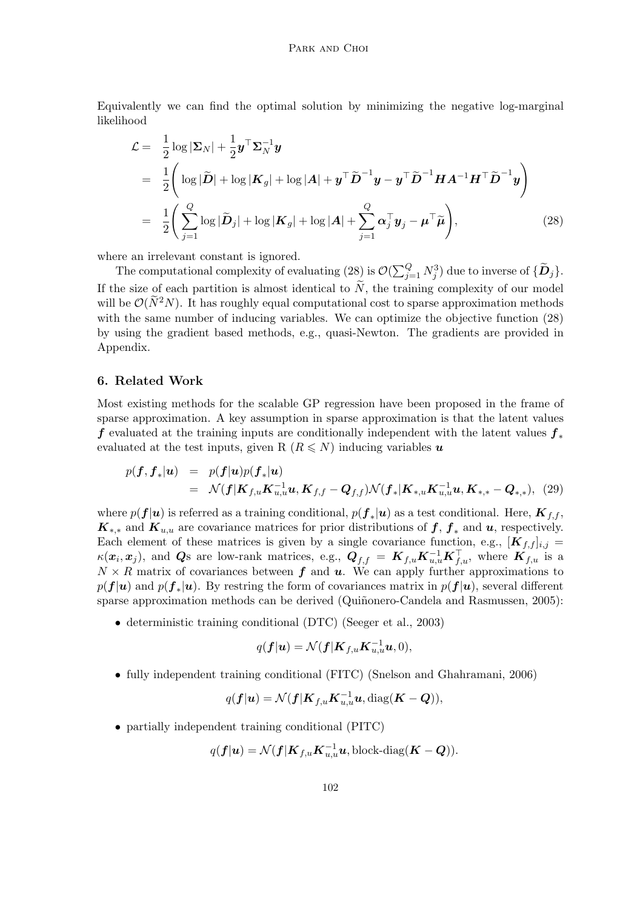Equivalently we can find the optimal solution by minimizing the negative log-marginal likelihood

$$
\begin{aligned}
\mathcal{L} = & \ \frac{1}{2}\log|\boldsymbol{\Sigma}_N| + \frac{1}{2}\boldsymbol{y}^\top \boldsymbol{\Sigma}_N^{-1}\boldsymbol{y} \\
= & \ \frac{1}{2}\Bigg( \log|\widetilde{\boldsymbol{D}}| + \log|\boldsymbol{K}_g| + \log|\boldsymbol{A}| + \boldsymbol{y}^\top \widetilde{\boldsymbol{D}}^{-1}\boldsymbol{y} - \boldsymbol{y}^\top \widetilde{\boldsymbol{D}}^{-1}\boldsymbol{H}\boldsymbol{A}^{-1}\boldsymbol{H}^\top \widetilde{\boldsymbol{D}}^{-1}\boldsymbol{y} \Bigg) \\
= & \ \frac{1}{2}\Bigg( \sum_{j=1}^{Q} \log|\widetilde{\boldsymbol{D}}_j| + \log|\boldsymbol{K}_g| + \log|\boldsymbol{A}| + \sum_{j=1}^{Q} \boldsymbol{\alpha}_j^\top \boldsymbol{y}_j - \boldsymbol{\mu}^\top \widetilde{\boldsymbol{\mu}} \Bigg), \qquad (28)
\end{aligned}
$$

where an irrelevant constant is ignored.

The computational complexity of evaluating (28) is $\mathcal{O}(\sum_{j=1}^{Q} N_j^3)$ due to inverse of $\{\widetilde{\boldsymbol{D}}_j\}$. If the size of each partition is almost identical to $\widetilde{N}$, the training complexity of our model will be $\mathcal{O}(\widetilde{N}^2 N)$. It has roughly equal computational cost to sparse approximation methods with the same number of inducing variables. We can optimize the objective function (28) by using the gradient based methods, e.g., quasi-Newton. The gradients are provided in Appendix.

## 6. Related Work

Most existing methods for the scalable GP regression have been proposed in the frame of sparse approximation. A key assumption in sparse approximation is that the latent values $\boldsymbol{f}$ evaluated at the training inputs are conditionally independent with the latent values $\boldsymbol{f}_*$ evaluated at the test inputs, given R ($R \leqslant N$) inducing variables $\boldsymbol{u}$

$$
\begin{aligned}
p(\boldsymbol{f}, \boldsymbol{f}_*|\boldsymbol{u}) &= p(\boldsymbol{f}|\boldsymbol{u})p(\boldsymbol{f}_*|\boldsymbol{u}) \\
&= \mathcal{N}(\boldsymbol{f}|\boldsymbol{K}_{f,u}\boldsymbol{K}_{u,u}^{-1}\boldsymbol{u}, \boldsymbol{K}_{f,f} - \boldsymbol{Q}_{f,f})\mathcal{N}(\boldsymbol{f}_*|\boldsymbol{K}_{*,u}\boldsymbol{K}_{u,u}^{-1}\boldsymbol{u}, \boldsymbol{K}_{*,*} - \boldsymbol{Q}_{*,*}), \quad (29)
\end{aligned}
$$

where $p(\boldsymbol{f}|\boldsymbol{u})$ is referred as a training conditional, $p(\boldsymbol{f}_*|\boldsymbol{u})$ as a test conditional. Here, $\boldsymbol{K}_{f,f}$, $\boldsymbol{K}_{*,*}$ and $\boldsymbol{K}_{u,u}$ are covariance matrices for prior distributions of $\boldsymbol{f}$, $\boldsymbol{f}_*$ and $\boldsymbol{u}$, respectively. Each element of these matrices is given by a single covariance function, e.g., $[\boldsymbol{K}_{f,f}]_{i,j} = \kappa(\boldsymbol{x}_i, \boldsymbol{x}_j)$, and $\boldsymbol{Q}$s are low-rank matrices, e.g., $\boldsymbol{Q}_{f,f} = \boldsymbol{K}_{f,u}\boldsymbol{K}_{u,u}^{-1}\boldsymbol{K}_{f,u}^\top$, where $\boldsymbol{K}_{f,u}$ is a $N \times R$ matrix of covariances between $\boldsymbol{f}$ and $\boldsymbol{u}$. We can apply further approximations to $p(\boldsymbol{f}|\boldsymbol{u})$ and $p(\boldsymbol{f}_*|\boldsymbol{u})$. By restring the form of covariances matrix in $p(\boldsymbol{f}|\boldsymbol{u})$, several different sparse approximation methods can be derived (Quiñonero-Candela and Rasmussen, 2005):

- deterministic training conditional (DTC) (Seeger et al., 2003)

$$
q(\boldsymbol{f}|\boldsymbol{u}) = \mathcal{N}(\boldsymbol{f}|\boldsymbol{K}_{f,u}\boldsymbol{K}_{u,u}^{-1}\boldsymbol{u}, 0),
$$

- fully independent training conditional (FITC) (Snelson and Ghahramani, 2006)

$$
q(\boldsymbol{f}|\boldsymbol{u}) = \mathcal{N}(\boldsymbol{f}|\boldsymbol{K}_{f,u}\boldsymbol{K}_{u,u}^{-1}\boldsymbol{u}, \operatorname{diag}(\boldsymbol{K} - \boldsymbol{Q})),
$$

- partially independent training conditional (PITC)

$$
q(\boldsymbol{f}|\boldsymbol{u}) = \mathcal{N}(\boldsymbol{f}|\boldsymbol{K}_{f,u}\boldsymbol{K}_{u,u}^{-1}\boldsymbol{u}, \text{block-diag}(\boldsymbol{K} - \boldsymbol{Q})).
$$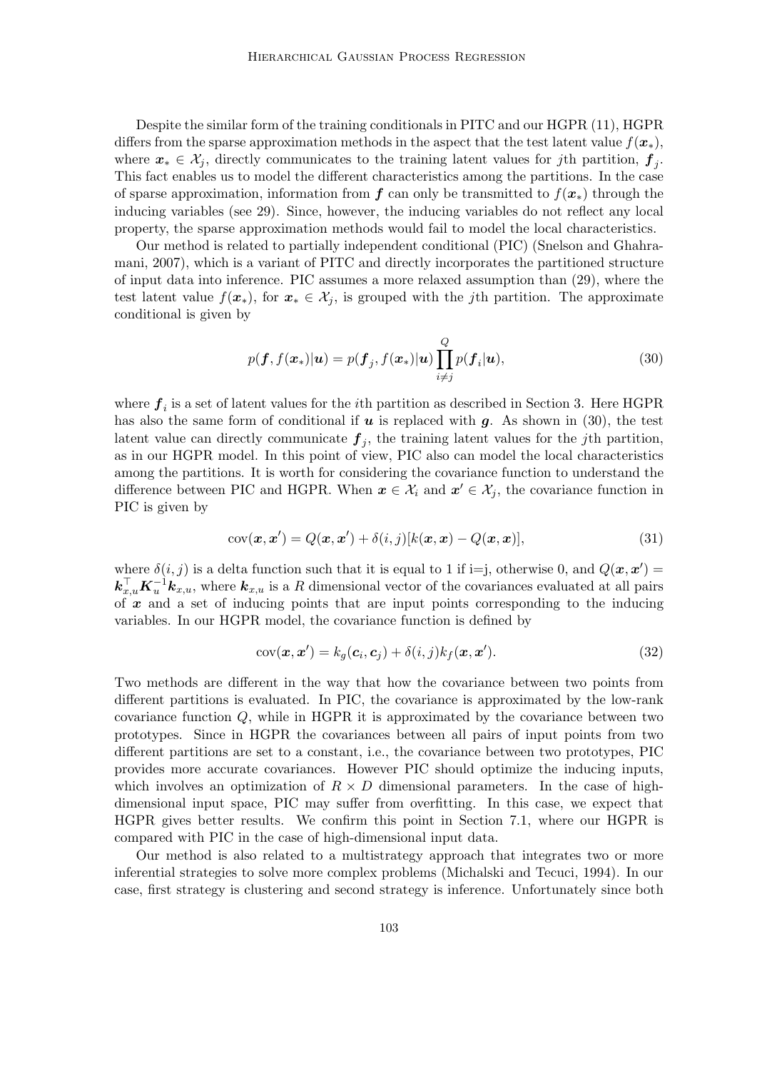Despite the similar form of the training conditionals in PITC and our HGPR (11), HGPR differs from the sparse approximation methods in the aspect that the test latent value $f(\boldsymbol{x}_*)$, where $\boldsymbol{x}_* \in \mathcal{X}_j$, directly communicates to the training latent values for $j$th partition, $\boldsymbol{f}_j$. This fact enables us to model the different characteristics among the partitions. In the case of sparse approximation, information from $\boldsymbol{f}$ can only be transmitted to $f(\boldsymbol{x}_*)$ through the inducing variables (see 29). Since, however, the inducing variables do not reflect any local property, the sparse approximation methods would fail to model the local characteristics.

Our method is related to partially independent conditional (PIC) (Snelson and Ghahramani, 2007), which is a variant of PITC and directly incorporates the partitioned structure of input data into inference. PIC assumes a more relaxed assumption than (29), where the test latent value $f(\boldsymbol{x}_*)$, for $\boldsymbol{x}_* \in \mathcal{X}_j$, is grouped with the $j$th partition. The approximate conditional is given by

$$p(\boldsymbol{f}, f(\boldsymbol{x}_*)|\boldsymbol{u}) = p(\boldsymbol{f}_j, f(\boldsymbol{x}_*)|\boldsymbol{u}) \prod_{i \neq j}^{Q} p(\boldsymbol{f}_i|\boldsymbol{u}), \tag{30}$$

where $\boldsymbol{f}_i$ is a set of latent values for the $i$th partition as described in Section 3. Here HGPR has also the same form of conditional if $\boldsymbol{u}$ is replaced with $\boldsymbol{g}$. As shown in (30), the test latent value can directly communicate $\boldsymbol{f}_j$, the training latent values for the $j$th partition, as in our HGPR model. In this point of view, PIC also can model the local characteristics among the partitions. It is worth for considering the covariance function to understand the difference between PIC and HGPR. When $\boldsymbol{x} \in \mathcal{X}_i$ and $\boldsymbol{x}' \in \mathcal{X}_j$, the covariance function in PIC is given by

$$\text{cov}(\boldsymbol{x}, \boldsymbol{x}') = Q(\boldsymbol{x}, \boldsymbol{x}') + \delta(i, j)[k(\boldsymbol{x}, \boldsymbol{x}) - Q(\boldsymbol{x}, \boldsymbol{x})], \tag{31}$$

where $\delta(i, j)$ is a delta function such that it is equal to 1 if i=j, otherwise 0, and $Q(\boldsymbol{x}, \boldsymbol{x}') = \boldsymbol{k}_{x,u}^\top \boldsymbol{K}_u^{-1} \boldsymbol{k}_{x,u}$, where $\boldsymbol{k}_{x,u}$ is a $R$ dimensional vector of the covariances evaluated at all pairs of $\boldsymbol{x}$ and a set of inducing points that are input points corresponding to the inducing variables. In our HGPR model, the covariance function is defined by

$$\text{cov}(\boldsymbol{x}, \boldsymbol{x}') = k_g(\boldsymbol{c}_i, \boldsymbol{c}_j) + \delta(i, j) k_f(\boldsymbol{x}, \boldsymbol{x}'). \tag{32}$$

Two methods are different in the way that how the covariance between two points from different partitions is evaluated. In PIC, the covariance is approximated by the low-rank covariance function $Q$, while in HGPR it is approximated by the covariance between two prototypes. Since in HGPR the covariances between all pairs of input points from two different partitions are set to a constant, i.e., the covariance between two prototypes, PIC provides more accurate covariances. However PIC should optimize the inducing inputs, which involves an optimization of $R \times D$ dimensional parameters. In the case of high-dimensional input space, PIC may suffer from overfitting. In this case, we expect that HGPR gives better results. We confirm this point in Section 7.1, where our HGPR is compared with PIC in the case of high-dimensional input data.

Our method is also related to a multistrategy approach that integrates two or more inferential strategies to solve more complex problems (Michalski and Tecuci, 1994). In our case, first strategy is clustering and second strategy is inference. Unfortunately since both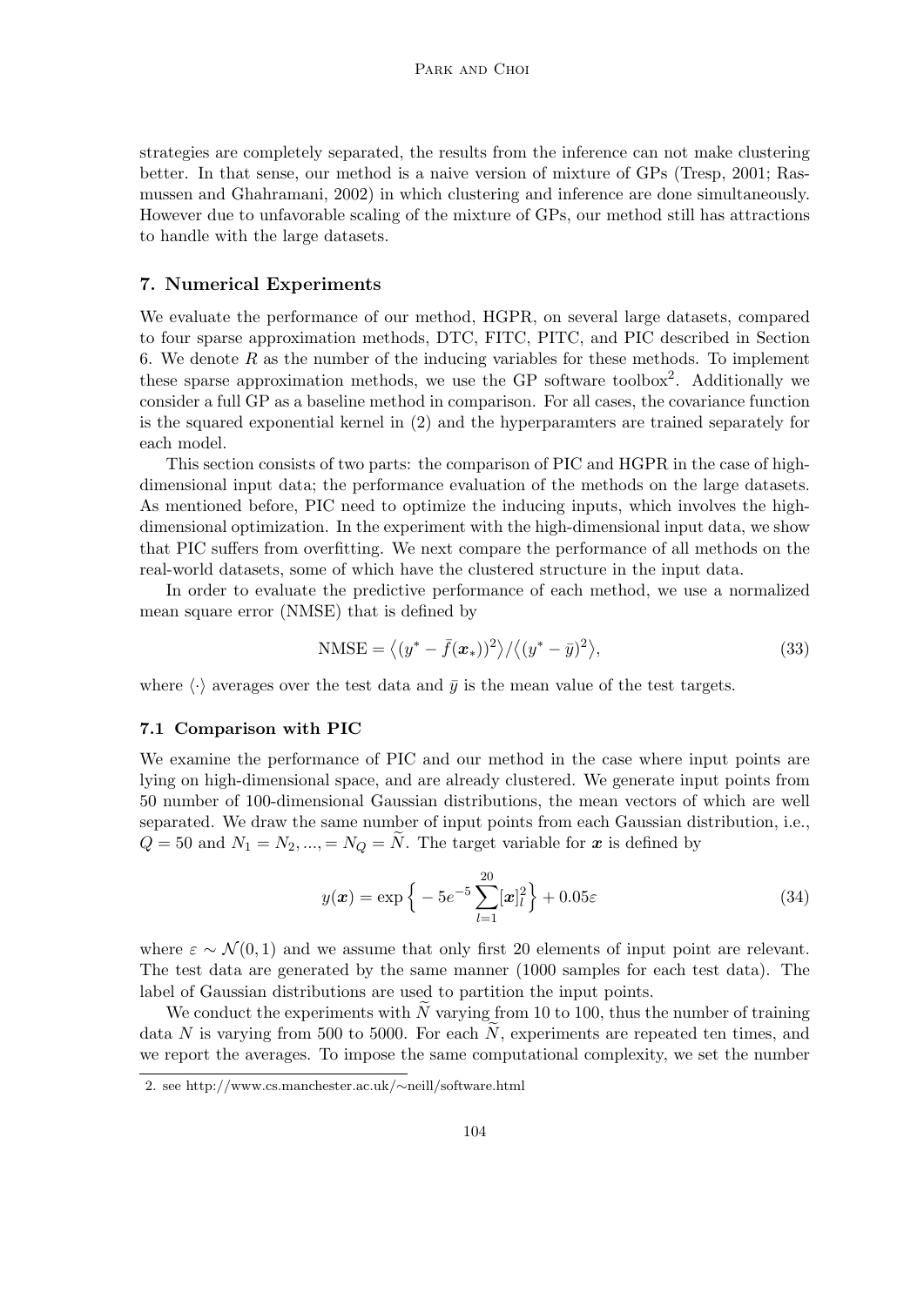strategies are completely separated, the results from the inference can not make clustering better. In that sense, our method is a naive version of mixture of GPs (Tresp, 2001; Rasmussen and Ghahramani, 2002) in which clustering and inference are done simultaneously. However due to unfavorable scaling of the mixture of GPs, our method still has attractions to handle with the large datasets.

## 7. Numerical Experiments

We evaluate the performance of our method, HGPR, on several large datasets, compared to four sparse approximation methods, DTC, FITC, PITC, and PIC described in Section 6. We denote $R$ as the number of the inducing variables for these methods. To implement these sparse approximation methods, we use the GP software toolbox[2]. Additionally we consider a full GP as a baseline method in comparison. For all cases, the covariance function is the squared exponential kernel in (2) and the hyperparamters are trained separately for each model.

This section consists of two parts: the comparison of PIC and HGPR in the case of high-dimensional input data; the performance evaluation of the methods on the large datasets. As mentioned before, PIC need to optimize the inducing inputs, which involves the high-dimensional optimization. In the experiment with the high-dimensional input data, we show that PIC suffers from overfitting. We next compare the performance of all methods on the real-world datasets, some of which have the clustered structure in the input data.

In order to evaluate the predictive performance of each method, we use a normalized mean square error (NMSE) that is defined by

$$\text{NMSE} = \left\langle (y^* - \bar{f}(\boldsymbol{x}_*))^2 \right\rangle / \left\langle (y^* - \bar{y})^2 \right\rangle, \tag{33}$$

where $\langle \cdot \rangle$ averages over the test data and $\bar{y}$ is the mean value of the test targets.

### 7.1 Comparison with PIC

We examine the performance of PIC and our method in the case where input points are lying on high-dimensional space, and are already clustered. We generate input points from 50 number of 100-dimensional Gaussian distributions, the mean vectors of which are well separated. We draw the same number of input points from each Gaussian distribution, i.e., $Q = 50$ and $N_1 = N_2, ..., = N_Q = \widetilde{N}$. The target variable for $\boldsymbol{x}$ is defined by

$$y(\boldsymbol{x}) = \exp\Big\{ -5e^{-5} \sum_{l=1}^{20} [\boldsymbol{x}]_l^2 \Big\} + 0.05\varepsilon \tag{34}$$

where $\varepsilon \sim \mathcal{N}(0, 1)$ and we assume that only first 20 elements of input point are relevant. The test data are generated by the same manner (1000 samples for each test data). The label of Gaussian distributions are used to partition the input points.

We conduct the experiments with $\widetilde{N}$ varying from 10 to 100, thus the number of training data $N$ is varying from 500 to 5000. For each $\widetilde{N}$, experiments are repeated ten times, and we report the averages. To impose the same computational complexity, we set the number

[2] see http://www.cs.manchester.ac.uk/∼neill/software.html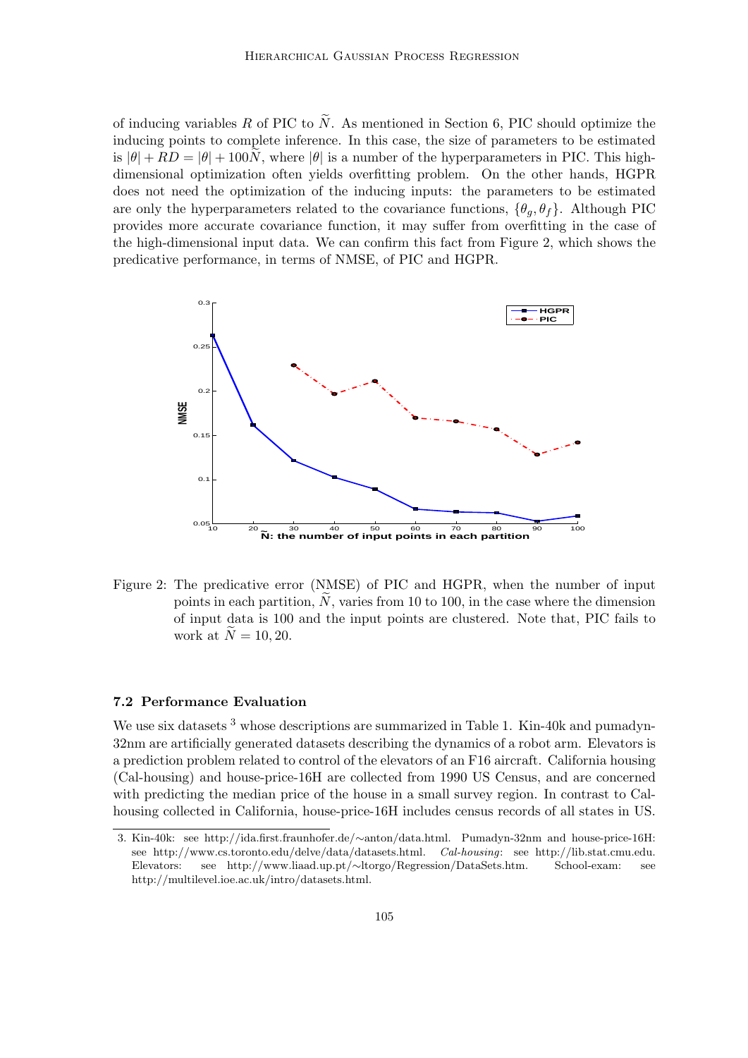of inducing variables $R$ of PIC to $\widetilde{N}$. As mentioned in Section 6, PIC should optimize the inducing points to complete inference. In this case, the size of parameters to be estimated is $|\theta| + RD = |\theta| + 100\widetilde{N}$, where $|\theta|$ is a number of the hyperparameters in PIC. This high-dimensional optimization often yields overfitting problem. On the other hands, HGPR does not need the optimization of the inducing inputs: the parameters to be estimated are only the hyperparameters related to the covariance functions, $\{\theta_g, \theta_f\}$. Although PIC provides more accurate covariance function, it may suffer from overfitting in the case of the high-dimensional input data. We can confirm this fact from Figure 2, which shows the predicative performance, in terms of NMSE, of PIC and HGPR.

Figure 2: The predicative error (NMSE) of PIC and HGPR, when the number of input points in each partition, $\widetilde{N}$, varies from 10 to 100, in the case where the dimension of input data is 100 and the input points are clustered. Note that, PIC fails to work at $\widetilde{N} = 10, 20$.

### 7.2 Performance Evaluation

We use six datasets [3] whose descriptions are summarized in Table 1. Kin-40k and pumadyn-32nm are artificially generated datasets describing the dynamics of a robot arm. Elevators is a prediction problem related to control of the elevators of an F16 aircraft. California housing (Cal-housing) and house-price-16H are collected from 1990 US Census, and are concerned with predicting the median price of the house in a small survey region. In contrast to Cal-housing collected in California, house-price-16H includes census records of all states in US.

3. Kin-40k: see http://ida.first.fraunhofer.de/∼anton/data.html. Pumadyn-32nm and house-price-16H: see http://www.cs.toronto.edu/delve/data/datasets.html. *Cal-housing*: see http://lib.stat.cmu.edu. Elevators: see http://www.liaad.up.pt/∼ltorgo/Regression/DataSets.htm. School-exam: see http://multilevel.ioe.ac.uk/intro/datasets.html.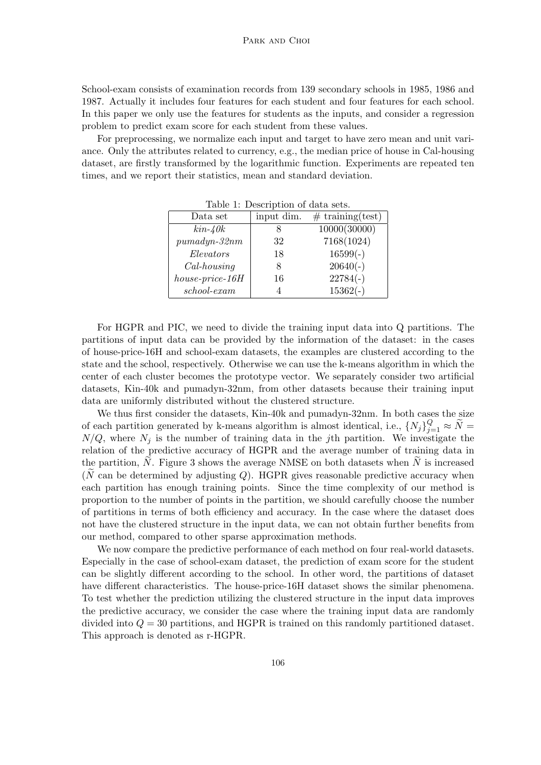School-exam consists of examination records from 139 secondary schools in 1985, 1986 and 1987. Actually it includes four features for each student and four features for each school. In this paper we only use the features for students as the inputs, and consider a regression problem to predict exam score for each student from these values.

For preprocessing, we normalize each input and target to have zero mean and unit variance. Only the attributes related to currency, e.g., the median price of house in Cal-housing dataset, are firstly transformed by the logarithmic function. Experiments are repeated ten times, and we report their statistics, mean and standard deviation.

Table 1: Description of data sets.

| Data set | input dim. | # training(test) |
|---|---|---|
| *kin-40k* | 8 | 10000(30000) |
| *pumadyn-32nm* | 32 | 7168(1024) |
| *Elevators* | 18 | 16599(-) |
| *Cal-housing* | 8 | 20640(-) |
| *house-price-16H* | 16 | 22784(-) |
| *school-exam* | 4 | 15362(-) |

For HGPR and PIC, we need to divide the training input data into Q partitions. The partitions of input data can be provided by the information of the dataset: in the cases of house-price-16H and school-exam datasets, the examples are clustered according to the state and the school, respectively. Otherwise we can use the k-means algorithm in which the center of each cluster becomes the prototype vector. We separately consider two artificial datasets, Kin-40k and pumadyn-32nm, from other datasets because their training input data are uniformly distributed without the clustered structure.

We thus first consider the datasets, Kin-40k and pumadyn-32nm. In both cases the size of each partition generated by k-means algorithm is almost identical, i.e., $\{N_j\}_{j=1}^{Q} \approx \widetilde{N} = N/Q$, where $N_j$ is the number of training data in the $j$th partition. We investigate the relation of the predictive accuracy of HGPR and the average number of training data in the partition, $\widetilde{N}$. Figure 3 shows the average NMSE on both datasets when $\widetilde{N}$ is increased ($\widetilde{N}$ can be determined by adjusting $Q$). HGPR gives reasonable predictive accuracy when each partition has enough training points. Since the time complexity of our method is proportion to the number of points in the partition, we should carefully choose the number of partitions in terms of both efficiency and accuracy. In the case where the dataset does not have the clustered structure in the input data, we can not obtain further benefits from our method, compared to other sparse approximation methods.

We now compare the predictive performance of each method on four real-world datasets. Especially in the case of school-exam dataset, the prediction of exam score for the student can be slightly different according to the school. In other word, the partitions of dataset have different characteristics. The house-price-16H dataset shows the similar phenomena. To test whether the prediction utilizing the clustered structure in the input data improves the predictive accuracy, we consider the case where the training input data are randomly divided into $Q = 30$ partitions, and HGPR is trained on this randomly partitioned dataset. This approach is denoted as r-HGPR.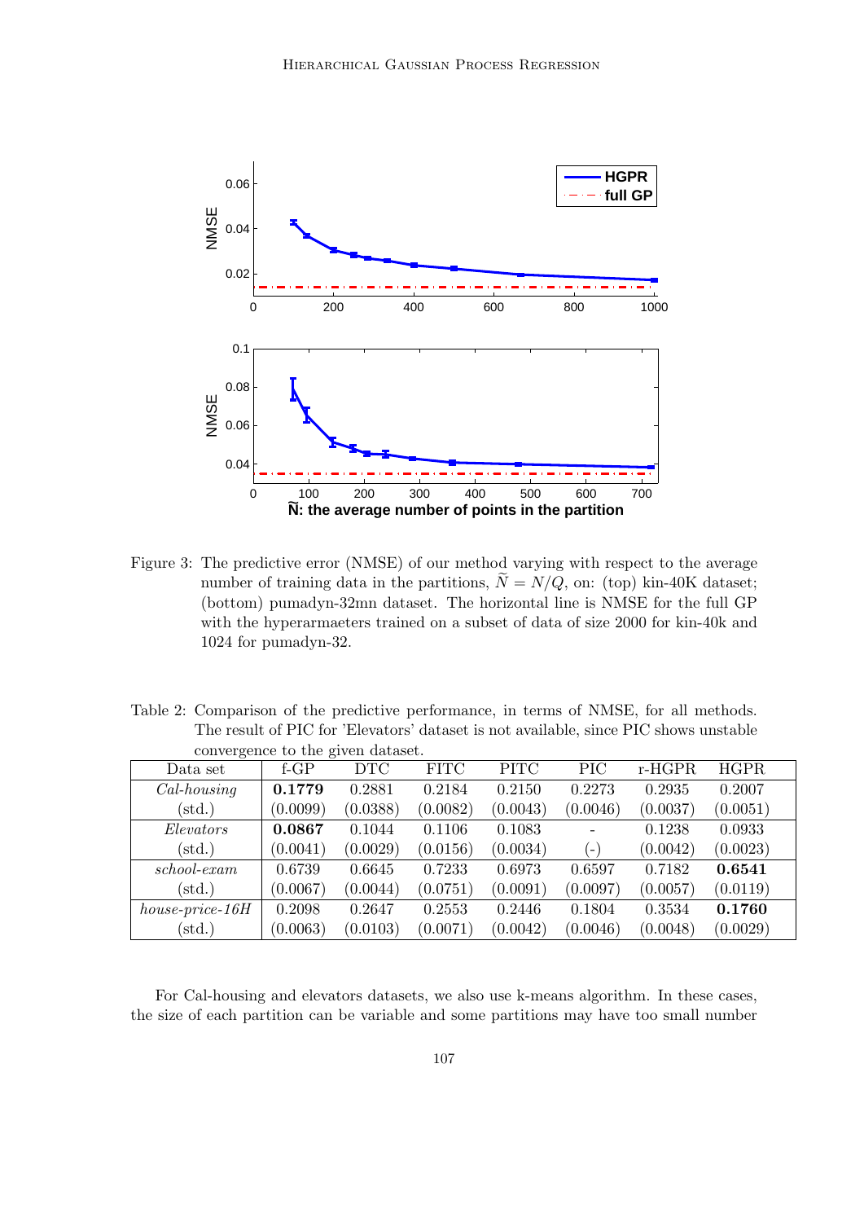Figure 3: The predictive error (NMSE) of our method varying with respect to the average number of training data in the partitions, $\widetilde{N} = N/Q$, on: (top) kin-40K dataset; (bottom) pumadyn-32mn dataset. The horizontal line is NMSE for the full GP with the hyperarmaeters trained on a subset of data of size 2000 for kin-40k and 1024 for pumadyn-32.

Table 2: Comparison of the predictive performance, in terms of NMSE, for all methods. The result of PIC for 'Elevators' dataset is not available, since PIC shows unstable convergence to the given dataset.

| Data set | f-GP | DTC | FITC | PITC | PIC | r-HGPR | HGPR |
|---|---|---|---|---|---|---|---|
| *Cal-housing* | **0.1779** | 0.2881 | 0.2184 | 0.2150 | 0.2273 | 0.2935 | 0.2007 |
| (std.) | (0.0099) | (0.0388) | (0.0082) | (0.0043) | (0.0046) | (0.0037) | (0.0051) |
| *Elevators* | **0.0867** | 0.1044 | 0.1106 | 0.1083 | - | 0.1238 | 0.0933 |
| (std.) | (0.0041) | (0.0029) | (0.0156) | (0.0034) | (-) | (0.0042) | (0.0023) |
| *school-exam* | 0.6739 | 0.6645 | 0.7233 | 0.6973 | 0.6597 | 0.7182 | **0.6541** |
| (std.) | (0.0067) | (0.0044) | (0.0751) | (0.0091) | (0.0097) | (0.0057) | (0.0119) |
| *house-price-16H* | 0.2098 | 0.2647 | 0.2553 | 0.2446 | 0.1804 | 0.3534 | **0.1760** |
| (std.) | (0.0063) | (0.0103) | (0.0071) | (0.0042) | (0.0046) | (0.0048) | (0.0029) |

For Cal-housing and elevators datasets, we also use k-means algorithm. In these cases, the size of each partition can be variable and some partitions may have too small number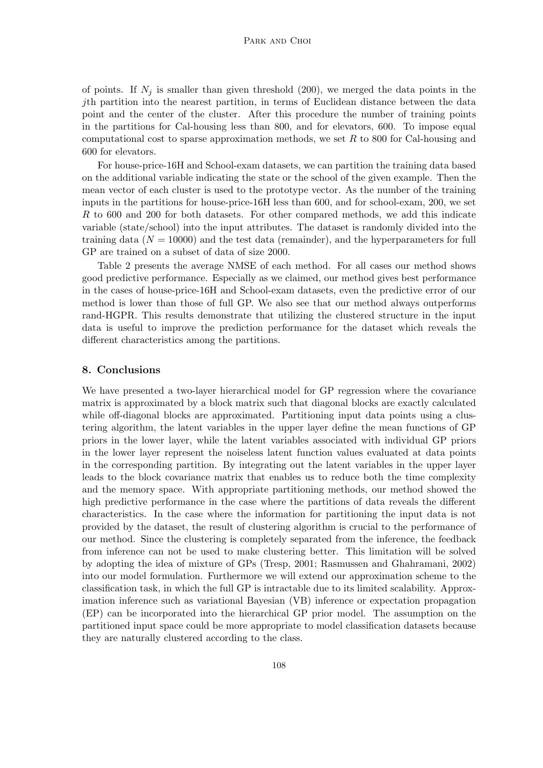of points. If $N_j$ is smaller than given threshold (200), we merged the data points in the $j$th partition into the nearest partition, in terms of Euclidean distance between the data point and the center of the cluster. After this procedure the number of training points in the partitions for Cal-housing less than 800, and for elevators, 600. To impose equal computational cost to sparse approximation methods, we set $R$ to 800 for Cal-housing and 600 for elevators.

For house-price-16H and School-exam datasets, we can partition the training data based on the additional variable indicating the state or the school of the given example. Then the mean vector of each cluster is used to the prototype vector. As the number of the training inputs in the partitions for house-price-16H less than 600, and for school-exam, 200, we set $R$ to 600 and 200 for both datasets. For other compared methods, we add this indicate variable (state/school) into the input attributes. The dataset is randomly divided into the training data ($N = 10000$) and the test data (remainder), and the hyperparameters for full GP are trained on a subset of data of size 2000.

Table 2 presents the average NMSE of each method. For all cases our method shows good predictive performance. Especially as we claimed, our method gives best performance in the cases of house-price-16H and School-exam datasets, even the predictive error of our method is lower than those of full GP. We also see that our method always outperforms rand-HGPR. This results demonstrate that utilizing the clustered structure in the input data is useful to improve the prediction performance for the dataset which reveals the different characteristics among the partitions.

## 8. Conclusions

We have presented a two-layer hierarchical model for GP regression where the covariance matrix is approximated by a block matrix such that diagonal blocks are exactly calculated while off-diagonal blocks are approximated. Partitioning input data points using a clustering algorithm, the latent variables in the upper layer define the mean functions of GP priors in the lower layer, while the latent variables associated with individual GP priors in the lower layer represent the noiseless latent function values evaluated at data points in the corresponding partition. By integrating out the latent variables in the upper layer leads to the block covariance matrix that enables us to reduce both the time complexity and the memory space. With appropriate partitioning methods, our method showed the high predictive performance in the case where the partitions of data reveals the different characteristics. In the case where the information for partitioning the input data is not provided by the dataset, the result of clustering algorithm is crucial to the performance of our method. Since the clustering is completely separated from the inference, the feedback from inference can not be used to make clustering better. This limitation will be solved by adopting the idea of mixture of GPs (Tresp, 2001; Rasmussen and Ghahramani, 2002) into our model formulation. Furthermore we will extend our approximation scheme to the classification task, in which the full GP is intractable due to its limited scalability. Approximation inference such as variational Bayesian (VB) inference or expectation propagation (EP) can be incorporated into the hierarchical GP prior model. The assumption on the partitioned input space could be more appropriate to model classification datasets because they are naturally clustered according to the class.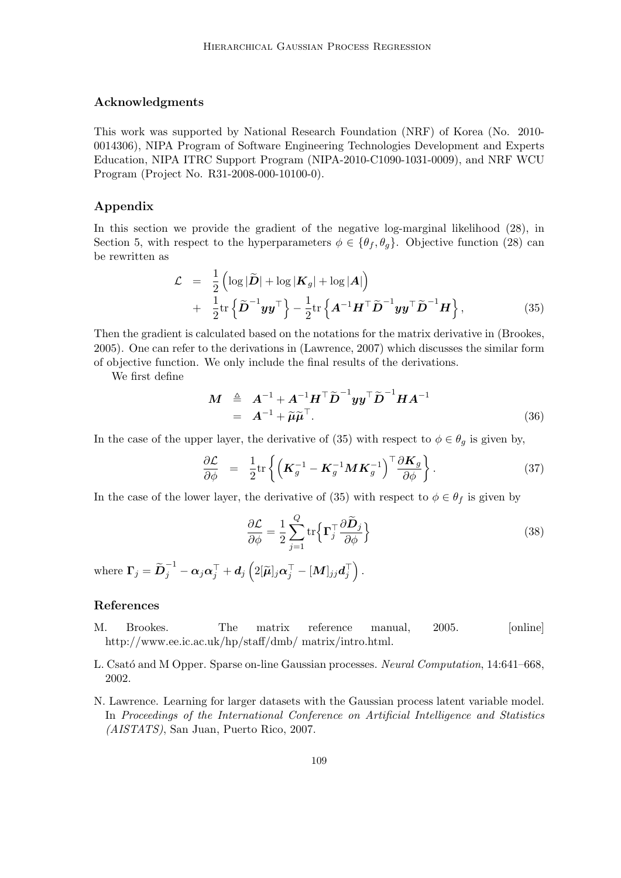## Acknowledgments

This work was supported by National Research Foundation (NRF) of Korea (No. 2010-0014306), NIPA Program of Software Engineering Technologies Development and Experts Education, NIPA ITRC Support Program (NIPA-2010-C1090-1031-0009), and NRF WCU Program (Project No. R31-2008-000-10100-0).

## Appendix

In this section we provide the gradient of the negative log-marginal likelihood (28), in Section 5, with respect to the hyperparameters $\phi \in \{\theta_f, \theta_g\}$. Objective function (28) can be rewritten as

$$
\begin{aligned}
\mathcal{L} &= \frac{1}{2}\left(\log|\widetilde{\boldsymbol{D}}| + \log|\boldsymbol{K}_g| + \log|\boldsymbol{A}|\right) \\
&+ \frac{1}{2}\mathrm{tr}\left\{\widetilde{\boldsymbol{D}}^{-1}\boldsymbol{y}\boldsymbol{y}^\top\right\} - \frac{1}{2}\mathrm{tr}\left\{\boldsymbol{A}^{-1}\boldsymbol{H}^\top\widetilde{\boldsymbol{D}}^{-1}\boldsymbol{y}\boldsymbol{y}^\top\widetilde{\boldsymbol{D}}^{-1}\boldsymbol{H}\right\}, \qquad (35)
\end{aligned}
$$

Then the gradient is calculated based on the notations for the matrix derivative in (Brookes, 2005). One can refer to the derivations in (Lawrence, 2007) which discusses the similar form of objective function. We only include the final results of the derivations.

We first define

$$
\begin{aligned}
\boldsymbol{M} &\triangleq \boldsymbol{A}^{-1} + \boldsymbol{A}^{-1}\boldsymbol{H}^\top\widetilde{\boldsymbol{D}}^{-1}\boldsymbol{y}\boldsymbol{y}^\top\widetilde{\boldsymbol{D}}^{-1}\boldsymbol{H}\boldsymbol{A}^{-1} \\
&= \boldsymbol{A}^{-1} + \widetilde{\boldsymbol{\mu}}\widetilde{\boldsymbol{\mu}}^\top. \qquad (36)
\end{aligned}
$$

In the case of the upper layer, the derivative of (35) with respect to $\phi \in \theta_g$ is given by,

$$
\frac{\partial \mathcal{L}}{\partial \phi} = \frac{1}{2}\mathrm{tr}\left\{\left(\boldsymbol{K}_g^{-1} - \boldsymbol{K}_g^{-1}\boldsymbol{M}\boldsymbol{K}_g^{-1}\right)^\top \frac{\partial \boldsymbol{K}_g}{\partial \phi}\right\}. \qquad (37)
$$

In the case of the lower layer, the derivative of (35) with respect to $\phi \in \theta_f$ is given by

$$
\frac{\partial \mathcal{L}}{\partial \phi} = \frac{1}{2}\sum_{j=1}^{Q}\mathrm{tr}\left\{\boldsymbol{\Gamma}_j^\top \frac{\partial \widetilde{\boldsymbol{D}}_j}{\partial \phi}\right\} \qquad (38)
$$

where $\boldsymbol{\Gamma}_j = \widetilde{\boldsymbol{D}}_j^{-1} - \boldsymbol{\alpha}_j\boldsymbol{\alpha}_j^\top + \boldsymbol{d}_j\left(2[\widetilde{\boldsymbol{\mu}}]_j\boldsymbol{\alpha}_j^\top - [\boldsymbol{M}]_{jj}\boldsymbol{d}_j^\top\right)$.

## References

M. Brookes. The matrix reference manual, 2005. [online] http://www.ee.ic.ac.uk/hp/staff/dmb/ matrix/intro.html.

L. Csató and M Opper. Sparse on-line Gaussian processes. *Neural Computation*, 14:641–668, 2002.

N. Lawrence. Learning for larger datasets with the Gaussian process latent variable model. In *Proceedings of the International Conference on Artificial Intelligence and Statistics (AISTATS)*, San Juan, Puerto Rico, 2007.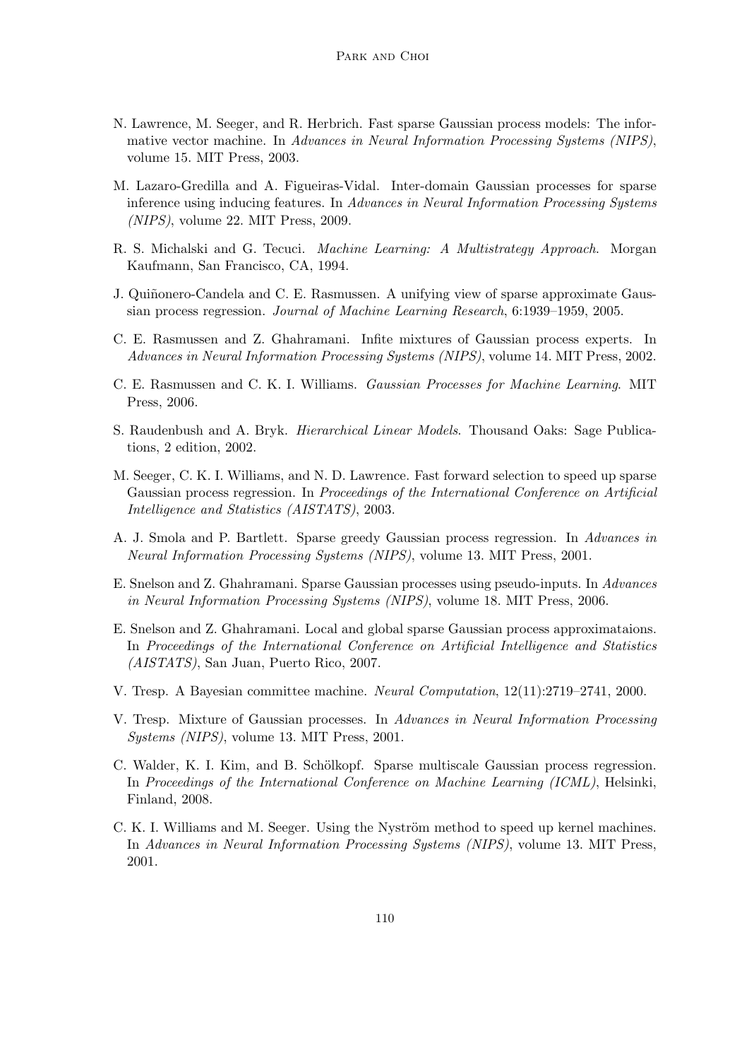N. Lawrence, M. Seeger, and R. Herbrich. Fast sparse Gaussian process models: The informative vector machine. In *Advances in Neural Information Processing Systems (NIPS)*, volume 15. MIT Press, 2003.

M. Lazaro-Gredilla and A. Figueiras-Vidal. Inter-domain Gaussian processes for sparse inference using inducing features. In *Advances in Neural Information Processing Systems (NIPS)*, volume 22. MIT Press, 2009.

R. S. Michalski and G. Tecuci. *Machine Learning: A Multistrategy Approach*. Morgan Kaufmann, San Francisco, CA, 1994.

J. Quiñonero-Candela and C. E. Rasmussen. A unifying view of sparse approximate Gaussian process regression. *Journal of Machine Learning Research*, 6:1939–1959, 2005.

C. E. Rasmussen and Z. Ghahramani. Infite mixtures of Gaussian process experts. In *Advances in Neural Information Processing Systems (NIPS)*, volume 14. MIT Press, 2002.

C. E. Rasmussen and C. K. I. Williams. *Gaussian Processes for Machine Learning*. MIT Press, 2006.

S. Raudenbush and A. Bryk. *Hierarchical Linear Models*. Thousand Oaks: Sage Publications, 2 edition, 2002.

M. Seeger, C. K. I. Williams, and N. D. Lawrence. Fast forward selection to speed up sparse Gaussian process regression. In *Proceedings of the International Conference on Artificial Intelligence and Statistics (AISTATS)*, 2003.

A. J. Smola and P. Bartlett. Sparse greedy Gaussian process regression. In *Advances in Neural Information Processing Systems (NIPS)*, volume 13. MIT Press, 2001.

E. Snelson and Z. Ghahramani. Sparse Gaussian processes using pseudo-inputs. In *Advances in Neural Information Processing Systems (NIPS)*, volume 18. MIT Press, 2006.

E. Snelson and Z. Ghahramani. Local and global sparse Gaussian process approximataions. In *Proceedings of the International Conference on Artificial Intelligence and Statistics (AISTATS)*, San Juan, Puerto Rico, 2007.

V. Tresp. A Bayesian committee machine. *Neural Computation*, 12(11):2719–2741, 2000.

V. Tresp. Mixture of Gaussian processes. In *Advances in Neural Information Processing Systems (NIPS)*, volume 13. MIT Press, 2001.

C. Walder, K. I. Kim, and B. Schölkopf. Sparse multiscale Gaussian process regression. In *Proceedings of the International Conference on Machine Learning (ICML)*, Helsinki, Finland, 2008.

C. K. I. Williams and M. Seeger. Using the Nyström method to speed up kernel machines. In *Advances in Neural Information Processing Systems (NIPS)*, volume 13. MIT Press, 2001.